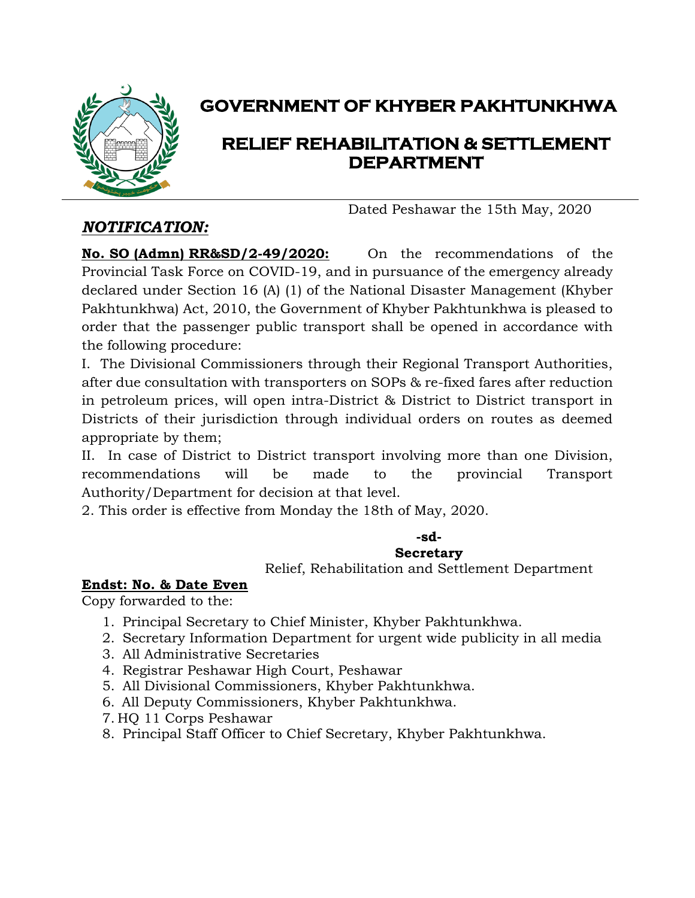# GOVERNMENT OF KHYBER PAKHTUNKHWA

## RELIEF REHABILITATION & SETTLEMENT DEPARTMENT

Dated Peshawar the 15th May, 2020

***NOTIFICATION:***

**No. SO (Admn) RR&SD/2-49/2020:** On the recommendations of the Provincial Task Force on COVID-19, and in pursuance of the emergency already declared under Section 16 (A) (1) of the National Disaster Management (Khyber Pakhtunkhwa) Act, 2010, the Government of Khyber Pakhtunkhwa is pleased to order that the passenger public transport shall be opened in accordance with the following procedure:

I. The Divisional Commissioners through their Regional Transport Authorities, after due consultation with transporters on SOPs & re-fixed fares after reduction in petroleum prices, will open intra-District & District to District transport in Districts of their jurisdiction through individual orders on routes as deemed appropriate by them;

II. In case of District to District transport involving more than one Division, recommendations will be made to the provincial Transport Authority/Department for decision at that level.

2. This order is effective from Monday the 18th of May, 2020.

**-sd-**
**Secretary**
Relief, Rehabilitation and Settlement Department

**Endst: No. & Date Even**

Copy forwarded to the:

1. Principal Secretary to Chief Minister, Khyber Pakhtunkhwa.
2. Secretary Information Department for urgent wide publicity in all media
3. All Administrative Secretaries
4. Registrar Peshawar High Court, Peshawar
5. All Divisional Commissioners, Khyber Pakhtunkhwa.
6. All Deputy Commissioners, Khyber Pakhtunkhwa.
7. HQ 11 Corps Peshawar
8. Principal Staff Officer to Chief Secretary, Khyber Pakhtunkhwa.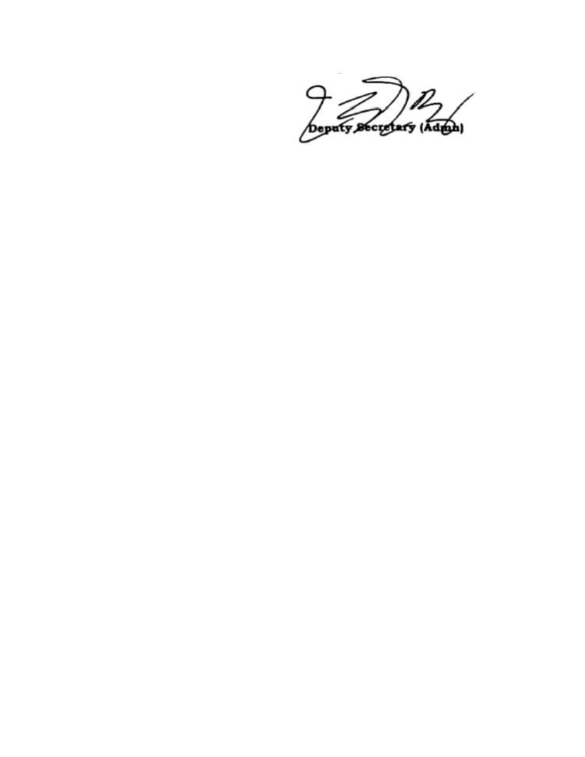Deputy Secretary (Admn)